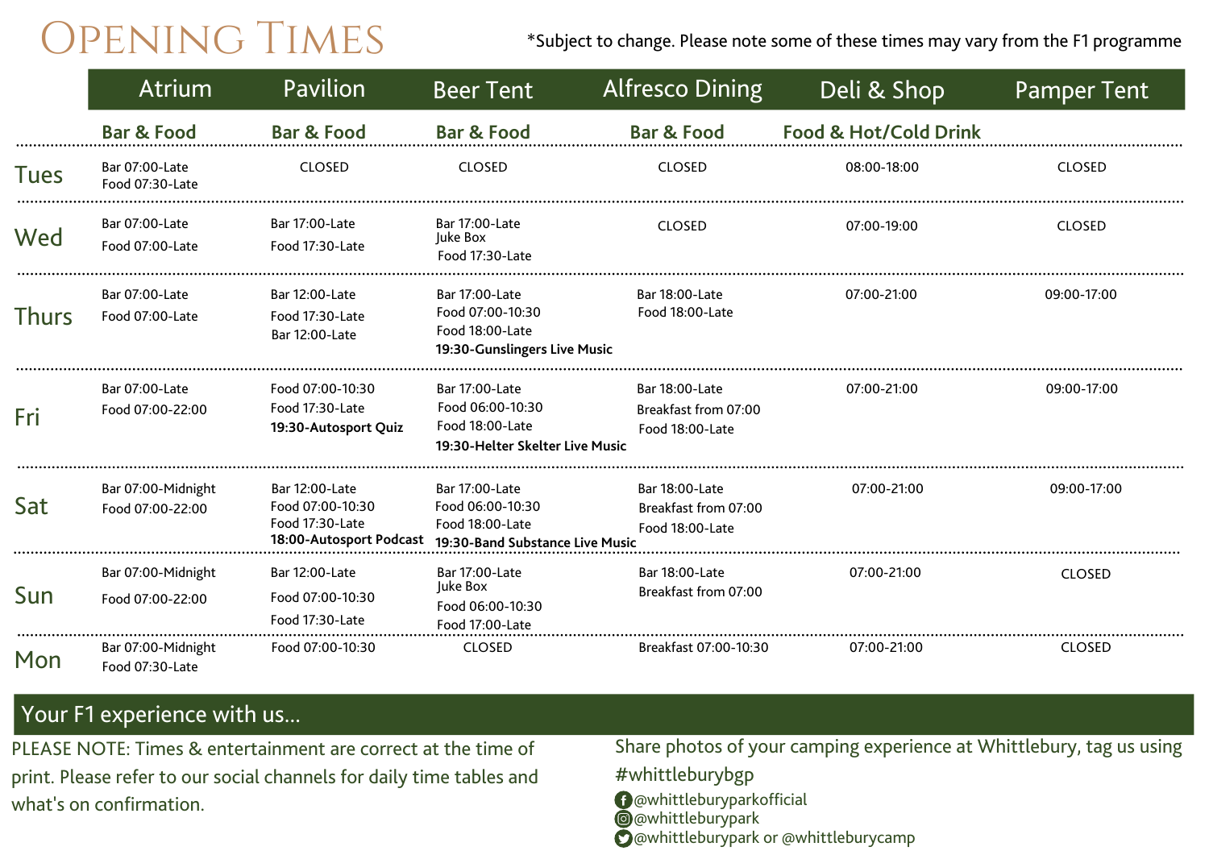# Opening Times

*Subject to change. Please note some of these times may vary from the F1 programme

| | Atrium | Pavilion | Beer Tent | Alfresco Dining | Deli & Shop | Pamper Tent |
|---|---|---|---|---|---|---|
| | Bar & Food | Bar & Food | Bar & Food | Bar & Food | Food & Hot/Cold Drink | |
| Tues | Bar 07:00-Late<br>Food 07:30-Late | CLOSED | CLOSED | CLOSED | 08:00-18:00 | CLOSED |
| Wed | Bar 07:00-Late<br>Food 07:00-Late | Bar 17:00-Late<br>Food 17:30-Late | Bar 17:00-Late<br>Juke Box<br>Food 17:30-Late | CLOSED | 07:00-19:00 | CLOSED |
| Thurs | Bar 07:00-Late<br>Food 07:00-Late | Bar 12:00-Late<br>Food 17:30-Late<br>Bar 12:00-Late | Bar 17:00-Late<br>Food 07:00-10:30<br>Food 18:00-Late<br>**19:30-Gunslingers Live Music** | Bar 18:00-Late<br>Food 18:00-Late | 07:00-21:00 | 09:00-17:00 |
| Fri | Bar 07:00-Late<br>Food 07:00-22:00 | Food 07:00-10:30<br>Food 17:30-Late<br>**19:30-Autosport Quiz** | Bar 17:00-Late<br>Food 06:00-10:30<br>Food 18:00-Late<br>**19:30-Helter Skelter Live Music** | Bar 18:00-Late<br>Breakfast from 07:00<br>Food 18:00-Late | 07:00-21:00 | 09:00-17:00 |
| Sat | Bar 07:00-Midnight<br>Food 07:00-22:00 | Bar 12:00-Late<br>Food 07:00-10:30<br>Food 17:30-Late<br>**18:00-Autosport Podcast** | Bar 17:00-Late<br>Food 06:00-10:30<br>Food 18:00-Late<br>**19:30-Band Substance Live Music** | Bar 18:00-Late<br>Breakfast from 07:00<br>Food 18:00-Late | 07:00-21:00 | 09:00-17:00 |
| Sun | Bar 07:00-Midnight<br>Food 07:00-22:00 | Bar 12:00-Late<br>Food 07:00-10:30<br>Food 17:30-Late | Bar 17:00-Late<br>Juke Box<br>Food 06:00-10:30<br>Food 17:00-Late | Bar 18:00-Late<br>Breakfast from 07:00 | 07:00-21:00 | CLOSED |
| Mon | Bar 07:00-Midnight<br>Food 07:30-Late | Food 07:00-10:30 | CLOSED | Breakfast 07:00-10:30 | 07:00-21:00 | CLOSED |

## Your F1 experience with us...

PLEASE NOTE: Times & entertainment are correct at the time of print. Please refer to our social channels for daily time tables and what's on confirmation.

Share photos of your camping experience at Whittlebury, tag us using #whittleburybgp

@whittleburyparkofficial
@whittleburypark
@whittleburypark or @whittleburycamp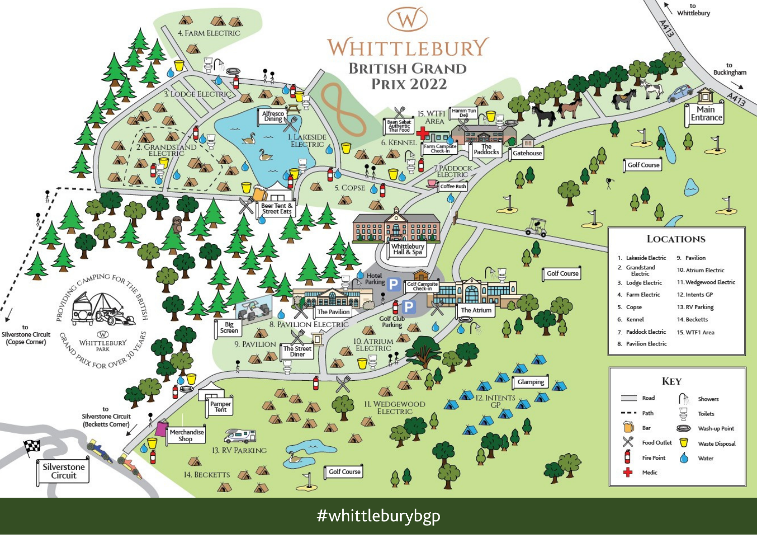# Whittlebury British Grand Prix 2022

## Locations

1. Lakeside Electric
2. Grandstand Electric
3. Lodge Electric
4. Farm Electric
5. Copse
6. Kennel
7. Paddock Electric
8. Pavilion Electric
9. Pavilion
10. Atrium Electric
11. Wedgewood Electric
12. Intents GP
13. RV Parking
14. Becketts
15. WTF1 Area

## Key

- Road
- Path
- Bar
- Food Outlet
- Fire Point
- Medic
- Showers
- Toilets
- Wash-up Point
- Waste Disposal
- Water

4. Farm Electric
3. Lodge Electric
2. Grandstand Electric
1. Lakeside Electric
Alfresco Dining
15. WTF1 Area
Baan Sabai Authentic Thai Food
Hamm Tun Deli
6. Kennel
Farm Campsite Check-in
The Paddocks
Gatehouse
7. Paddock Electric
Coffee Rush
5. Copse
Beer Tent & Street Eats
Whittlebury Hall & Spa
Hotel Parking
Golf Campsite Check-in
Golf Club Parking
The Pavilion
8. Pavilion Electric
Big Screen
9. Pavilion
The Street Diner
10. Atrium Electric
The Atrium
Glamping
12. Intents GP
11. Wedgewood Electric
Pamper Tent
Merchandise Shop
13. RV Parking
14. Becketts
Golf Course
Golf Course
Golf Course
Main Entrance
A413
to Whittlebury
to Buckingham
to Silverstone Circuit (Copse Corner)
to Silverstone Circuit (Becketts Corner)
Silverstone Circuit

Providing camping for the British Grand Prix for over 30 years
Whittlebury Park

#whittleburybgp